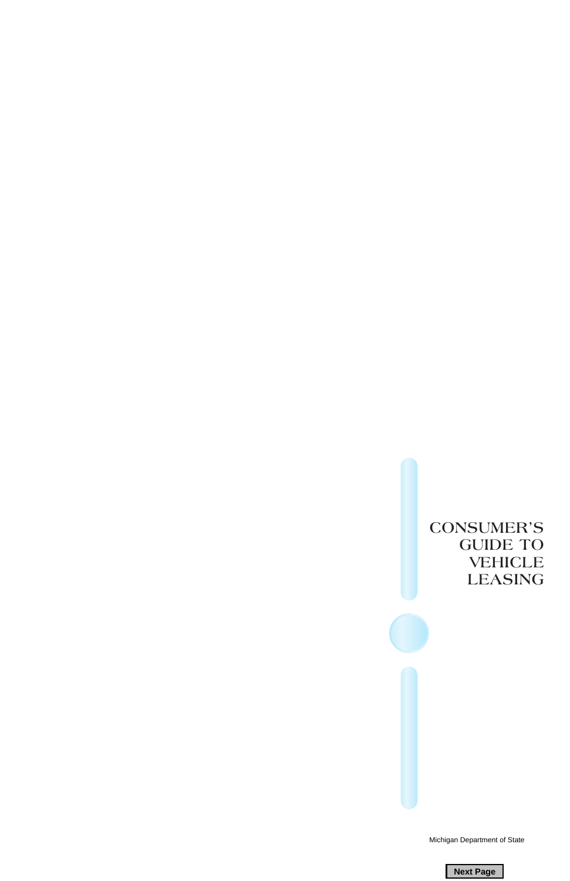# CONSUMER'S GUIDE TO VEHICLE LEASING

Michigan Department of State

Next Page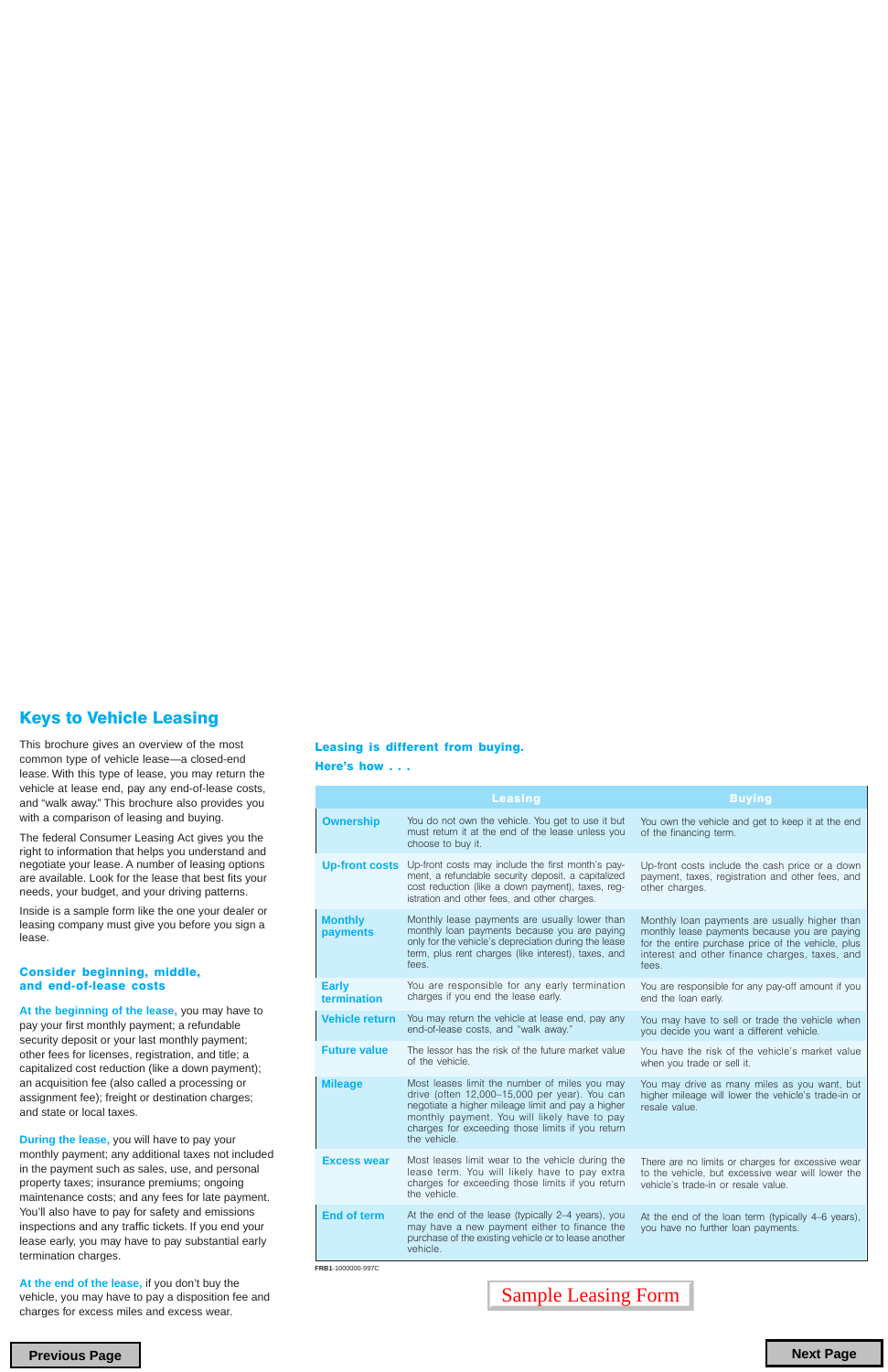# Keys to Vehicle Leasing

This brochure gives an overview of the most common type of vehicle lease—a closed-end lease. With this type of lease, you may return the vehicle at lease end, pay any end-of-lease costs, and "walk away." This brochure also provides you with a comparison of leasing and buying.

The federal Consumer Leasing Act gives you the right to information that helps you understand and negotiate your lease. A number of leasing options are available. Look for the lease that best fits your needs, your budget, and your driving patterns.

Inside is a sample form like the one your dealer or leasing company must give you before you sign a lease.

## Consider beginning, middle, and end-of-lease costs

**At the beginning of the lease,** you may have to pay your first monthly payment; a refundable security deposit or your last monthly payment; other fees for licenses, registration, and title; a capitalized cost reduction (like a down payment); an acquisition fee (also called a processing or assignment fee); freight or destination charges; and state or local taxes.

**During the lease,** you will have to pay your monthly payment; any additional taxes not included in the payment such as sales, use, and personal property taxes; insurance premiums; ongoing maintenance costs; and any fees for late payment. You'll also have to pay for safety and emissions inspections and any traffic tickets. If you end your lease early, you may have to pay substantial early termination charges.

**At the end of the lease,** if you don't buy the vehicle, you may have to pay a disposition fee and charges for excess miles and excess wear.

## Leasing is different from buying. Here's how . . .

| | Leasing | Buying |
|---|---|---|
| **Ownership** | You do not own the vehicle. You get to use it but must return it at the end of the lease unless you choose to buy it. | You own the vehicle and get to keep it at the end of the financing term. |
| **Up-front costs** | Up-front costs may include the first month's payment, a refundable security deposit, a capitalized cost reduction (like a down payment), taxes, registration and other fees, and other charges. | Up-front costs include the cash price or a down payment, taxes, registration and other fees, and other charges. |
| **Monthly payments** | Monthly lease payments are usually lower than monthly loan payments because you are paying only for the vehicle's depreciation during the lease term, plus rent charges (like interest), taxes, and fees. | Monthly loan payments are usually higher than monthly lease payments because you are paying for the entire purchase price of the vehicle, plus interest and other finance charges, taxes, and fees. |
| **Early termination** | You are responsible for any early termination charges if you end the lease early. | You are responsible for any pay-off amount if you end the loan early. |
| **Vehicle return** | You may return the vehicle at lease end, pay any end-of-lease costs, and "walk away." | You may have to sell or trade the vehicle when you decide you want a different vehicle. |
| **Future value** | The lessor has the risk of the future market value of the vehicle. | You have the risk of the vehicle's market value when you trade or sell it. |
| **Mileage** | Most leases limit the number of miles you may drive (often 12,000–15,000 per year). You can negotiate a higher mileage limit and pay a higher monthly payment. You will likely have to pay charges for exceeding those limits if you return the vehicle. | You may drive as many miles as you want, but higher mileage will lower the vehicle's trade-in or resale value. |
| **Excess wear** | Most leases limit wear to the vehicle during the lease term. You will likely have to pay extra charges for exceeding those limits if you return the vehicle. | There are no limits or charges for excessive wear to the vehicle, but excessive wear will lower the vehicle's trade-in or resale value. |
| **End of term** | At the end of the lease (typically 2–4 years), you may have a new payment either to finance the purchase of the existing vehicle or to lease another vehicle. | At the end of the loan term (typically 4–6 years), you have no further loan payments. |

FRB1-1000000-997C

Sample Leasing Form

Previous Page

Next Page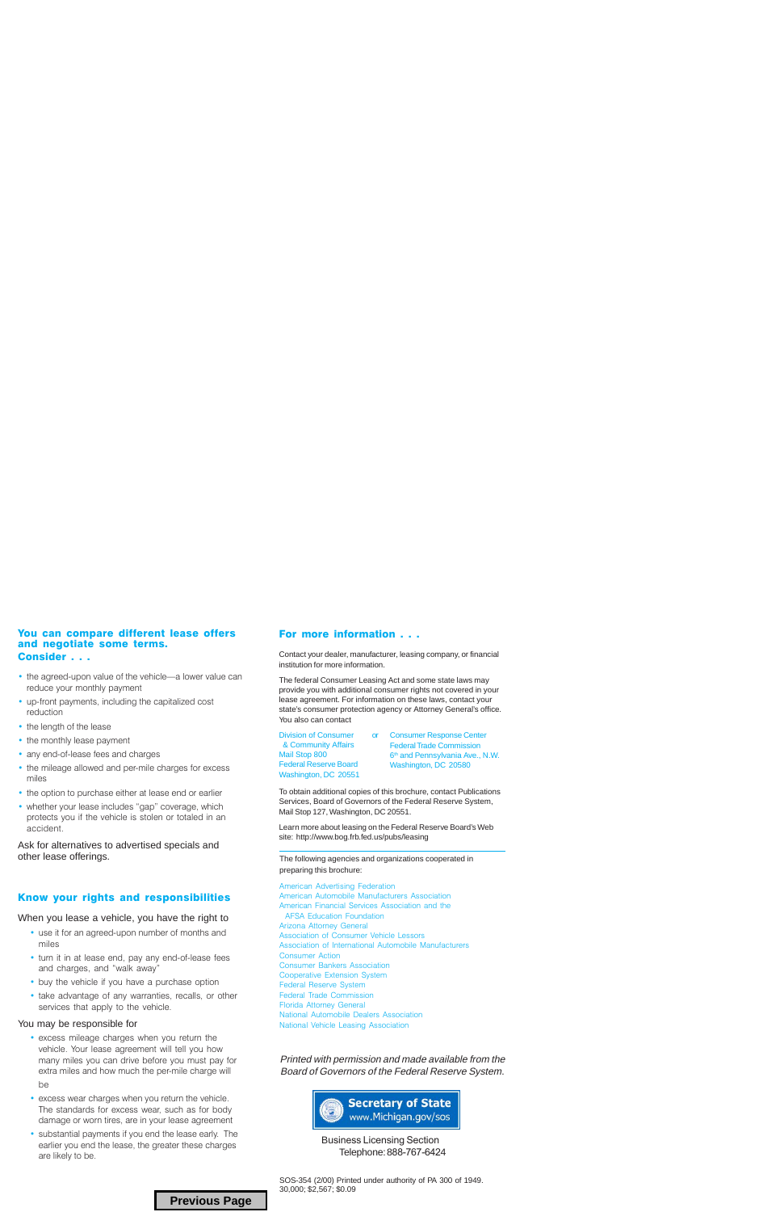## You can compare different lease offers and negotiate some terms. Consider . . .

- the agreed-upon value of the vehicle—a lower value can reduce your monthly payment
- up-front payments, including the capitalized cost reduction
- the length of the lease
- the monthly lease payment
- any end-of-lease fees and charges
- the mileage allowed and per-mile charges for excess miles
- the option to purchase either at lease end or earlier
- whether your lease includes "gap" coverage, which protects you if the vehicle is stolen or totaled in an accident.

Ask for alternatives to advertised specials and other lease offerings.

## Know your rights and responsibilities

When you lease a vehicle, you have the right to

- use it for an agreed-upon number of months and miles
- turn it in at lease end, pay any end-of-lease fees and charges, and "walk away"
- buy the vehicle if you have a purchase option
- take advantage of any warranties, recalls, or other services that apply to the vehicle.

You may be responsible for

- excess mileage charges when you return the vehicle. Your lease agreement will tell you how many miles you can drive before you must pay for extra miles and how much the per-mile charge will be
- excess wear charges when you return the vehicle. The standards for excess wear, such as for body damage or worn tires, are in your lease agreement
- substantial payments if you end the lease early. The earlier you end the lease, the greater these charges are likely to be.

## For more information . . .

Contact your dealer, manufacturer, leasing company, or financial institution for more information.

The federal Consumer Leasing Act and some state laws may provide you with additional consumer rights not covered in your lease agreement. For information on these laws, contact your state's consumer protection agency or Attorney General's office. You also can contact

Division of Consumer
& Community Affairs
Mail Stop 800
Federal Reserve Board
Washington, DC 20551

or

Consumer Response Center
Federal Trade Commission
6th and Pennsylvania Ave., N.W.
Washington, DC 20580

To obtain additional copies of this brochure, contact Publications Services, Board of Governors of the Federal Reserve System, Mail Stop 127, Washington, DC 20551.

Learn more about leasing on the Federal Reserve Board's Web site: http://www.bog.frb.fed.us/pubs/leasing

---

The following agencies and organizations cooperated in preparing this brochure:

American Advertising Federation
American Automobile Manufacturers Association
American Financial Services Association and the AFSA Education Foundation
Arizona Attorney General
Association of Consumer Vehicle Lessors
Association of International Automobile Manufacturers
Consumer Action
Consumer Bankers Association
Cooperative Extension System
Federal Reserve System
Federal Trade Commission
Florida Attorney General
National Automobile Dealers Association
National Vehicle Leasing Association

*Printed with permission and made available from the Board of Governors of the Federal Reserve System.*

**Secretary of State**
www.Michigan.gov/sos

Business Licensing Section
Telephone: 888-767-6424

SOS-354 (2/00) Printed under authority of PA 300 of 1949.
30,000; $2,567; $0.09

Previous Page